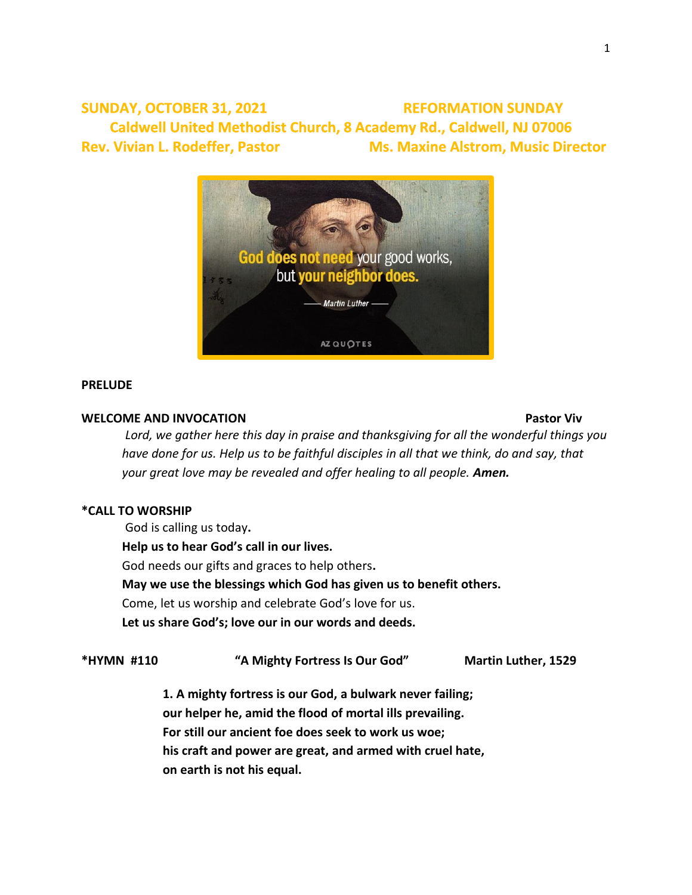**SUNDAY, OCTOBER 31, 2021** **REFORMATION SUNDAY**

**Caldwell United Methodist Church, 8 Academy Rd., Caldwell, NJ 07006**

**Rev. Vivian L. Rodeffer, Pastor** **Ms. Maxine Alstrom, Music Director**

**PRELUDE**

**WELCOME AND INVOCATION** **Pastor Viv**

*Lord, we gather here this day in praise and thanksgiving for all the wonderful things you have done for us. Help us to be faithful disciples in all that we think, do and say, that your great love may be revealed and offer healing to all people.* ***Amen.***

**\*CALL TO WORSHIP**

God is calling us today**.**

**Help us to hear God's call in our lives.**

God needs our gifts and graces to help others**.**

**May we use the blessings which God has given us to benefit others.**

Come, let us worship and celebrate God's love for us.

**Let us share God's; love our in our words and deeds.**

**\*HYMN #110** **"A Mighty Fortress Is Our God"** **Martin Luther, 1529**

**1. A mighty fortress is our God, a bulwark never failing;**
**our helper he, amid the flood of mortal ills prevailing.**
**For still our ancient foe does seek to work us woe;**
**his craft and power are great, and armed with cruel hate,**
**on earth is not his equal.**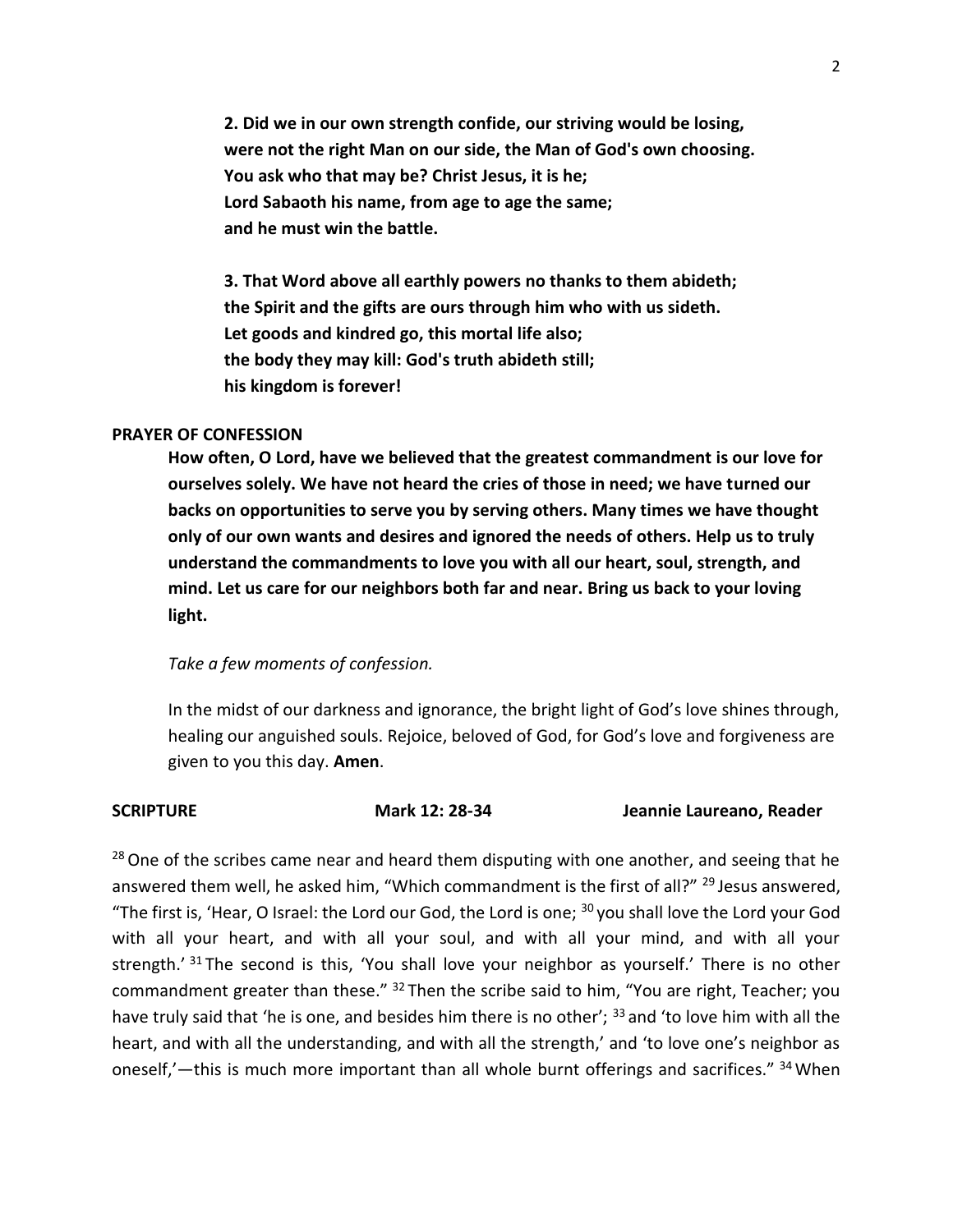**2. Did we in our own strength confide, our striving would be losing,**
**were not the right Man on our side, the Man of God's own choosing.**
**You ask who that may be? Christ Jesus, it is he;**
**Lord Sabaoth his name, from age to age the same;**
**and he must win the battle.**

**3. That Word above all earthly powers no thanks to them abideth;**
**the Spirit and the gifts are ours through him who with us sideth.**
**Let goods and kindred go, this mortal life also;**
**the body they may kill: God's truth abideth still;**
**his kingdom is forever!**

**PRAYER OF CONFESSION**

**How often, O Lord, have we believed that the greatest commandment is our love for ourselves solely. We have not heard the cries of those in need; we have turned our backs on opportunities to serve you by serving others. Many times we have thought only of our own wants and desires and ignored the needs of others. Help us to truly understand the commandments to love you with all our heart, soul, strength, and mind. Let us care for our neighbors both far and near. Bring us back to your loving light.**

*Take a few moments of confession.*

In the midst of our darkness and ignorance, the bright light of God's love shines through, healing our anguished souls. Rejoice, beloved of God, for God's love and forgiveness are given to you this day. **Amen**.

**SCRIPTURE** **Mark 12: 28-34** **Jeannie Laureano, Reader**

[28] One of the scribes came near and heard them disputing with one another, and seeing that he answered them well, he asked him, "Which commandment is the first of all?" [29] Jesus answered, "The first is, 'Hear, O Israel: the Lord our God, the Lord is one; [30] you shall love the Lord your God with all your heart, and with all your soul, and with all your mind, and with all your strength.' [31] The second is this, 'You shall love your neighbor as yourself.' There is no other commandment greater than these." [32] Then the scribe said to him, "You are right, Teacher; you have truly said that 'he is one, and besides him there is no other'; [33] and 'to love him with all the heart, and with all the understanding, and with all the strength,' and 'to love one's neighbor as oneself,'—this is much more important than all whole burnt offerings and sacrifices." [34] When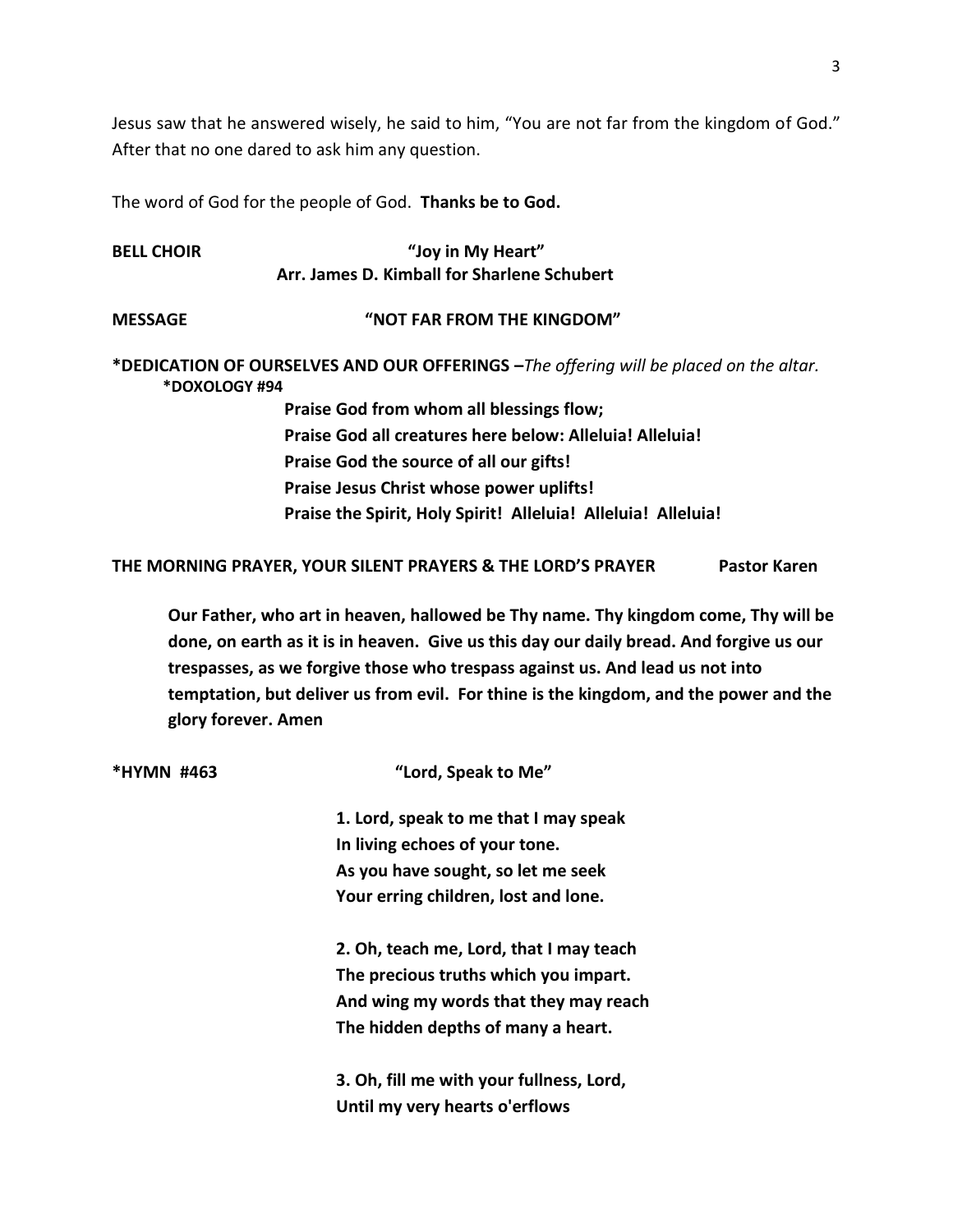Jesus saw that he answered wisely, he said to him, "You are not far from the kingdom of God." After that no one dared to ask him any question.

The word of God for the people of God. **Thanks be to God.**

**BELL CHOIR** **"Joy in My Heart"**
**Arr. James D. Kimball for Sharlene Schubert**

**MESSAGE** **"NOT FAR FROM THE KINGDOM"**

**\*DEDICATION OF OURSELVES AND OUR OFFERINGS –***The offering will be placed on the altar.*

**\*DOXOLOGY #94**

**Praise God from whom all blessings flow;**
**Praise God all creatures here below: Alleluia! Alleluia!**
**Praise God the source of all our gifts!**
**Praise Jesus Christ whose power uplifts!**
**Praise the Spirit, Holy Spirit! Alleluia! Alleluia! Alleluia!**

**THE MORNING PRAYER, YOUR SILENT PRAYERS & THE LORD'S PRAYER** **Pastor Karen**

**Our Father, who art in heaven, hallowed be Thy name. Thy kingdom come, Thy will be done, on earth as it is in heaven. Give us this day our daily bread. And forgive us our trespasses, as we forgive those who trespass against us. And lead us not into temptation, but deliver us from evil. For thine is the kingdom, and the power and the glory forever. Amen**

**\*HYMN #463** **"Lord, Speak to Me"**

**1. Lord, speak to me that I may speak**
**In living echoes of your tone.**
**As you have sought, so let me seek**
**Your erring children, lost and lone.**

**2. Oh, teach me, Lord, that I may teach**
**The precious truths which you impart.**
**And wing my words that they may reach**
**The hidden depths of many a heart.**

**3. Oh, fill me with your fullness, Lord,**
**Until my very hearts o'erflows**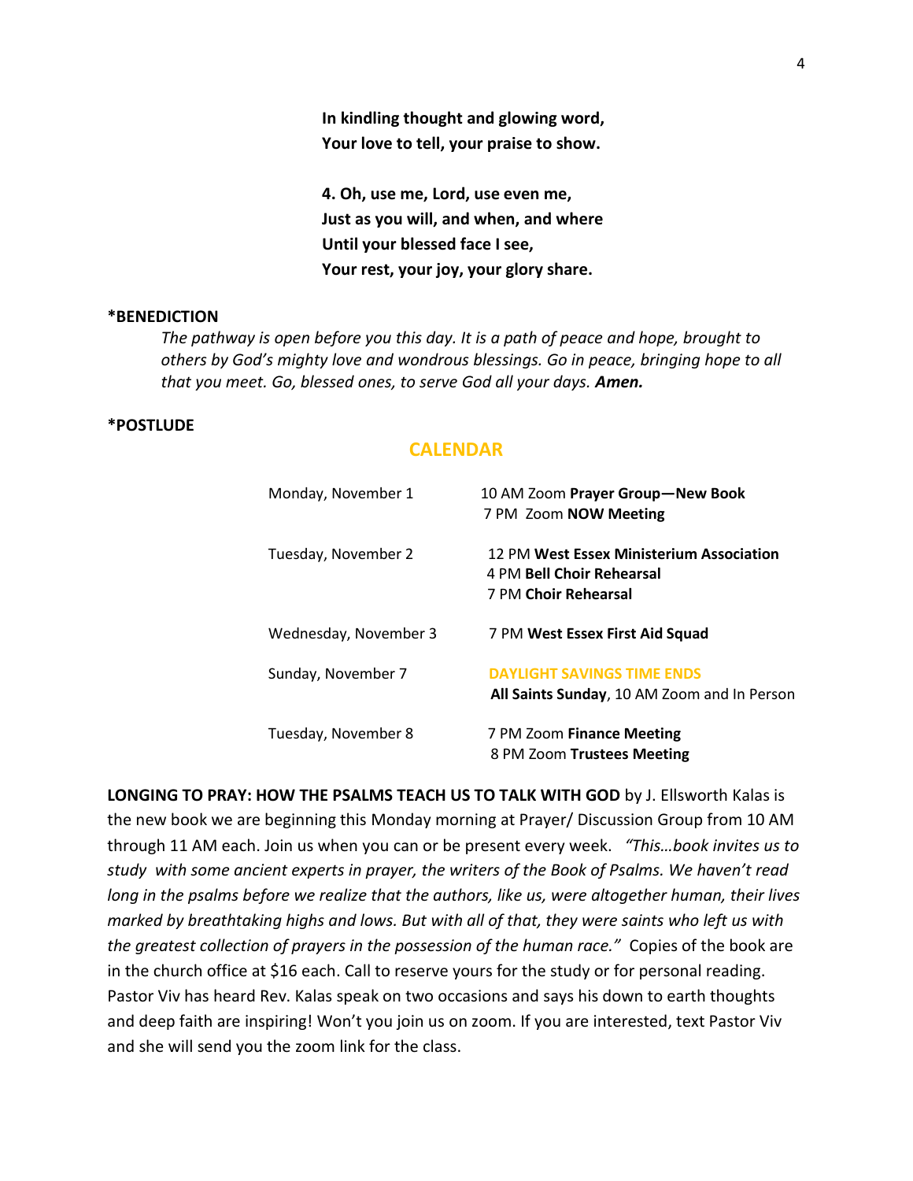**In kindling thought and glowing word,**
**Your love to tell, your praise to show.**

**4. Oh, use me, Lord, use even me,**
**Just as you will, and when, and where**
**Until your blessed face I see,**
**Your rest, your joy, your glory share.**

**\*BENEDICTION**

*The pathway is open before you this day. It is a path of peace and hope, brought to others by God's mighty love and wondrous blessings. Go in peace, bringing hope to all that you meet. Go, blessed ones, to serve God all your days.* ***Amen.***

**\*POSTLUDE**

## CALENDAR

| | |
|---|---|
| Monday, November 1 | 10 AM Zoom **Prayer Group—New Book**<br>7 PM Zoom **NOW Meeting** |
| Tuesday, November 2 | 12 PM **West Essex Ministerium Association**<br>4 PM **Bell Choir Rehearsal**<br>7 PM **Choir Rehearsal** |
| Wednesday, November 3 | 7 PM **West Essex First Aid Squad** |
| Sunday, November 7 | **DAYLIGHT SAVINGS TIME ENDS**<br>**All Saints Sunday**, 10 AM Zoom and In Person |
| Tuesday, November 8 | 7 PM Zoom **Finance Meeting**<br>8 PM Zoom **Trustees Meeting** |

**LONGING TO PRAY: HOW THE PSALMS TEACH US TO TALK WITH GOD** by J. Ellsworth Kalas is the new book we are beginning this Monday morning at Prayer/ Discussion Group from 10 AM through 11 AM each. Join us when you can or be present every week. *"This…book invites us to study with some ancient experts in prayer, the writers of the Book of Psalms. We haven't read long in the psalms before we realize that the authors, like us, were altogether human, their lives marked by breathtaking highs and lows. But with all of that, they were saints who left us with the greatest collection of prayers in the possession of the human race."* Copies of the book are in the church office at $16 each. Call to reserve yours for the study or for personal reading. Pastor Viv has heard Rev. Kalas speak on two occasions and says his down to earth thoughts and deep faith are inspiring! Won't you join us on zoom. If you are interested, text Pastor Viv and she will send you the zoom link for the class.